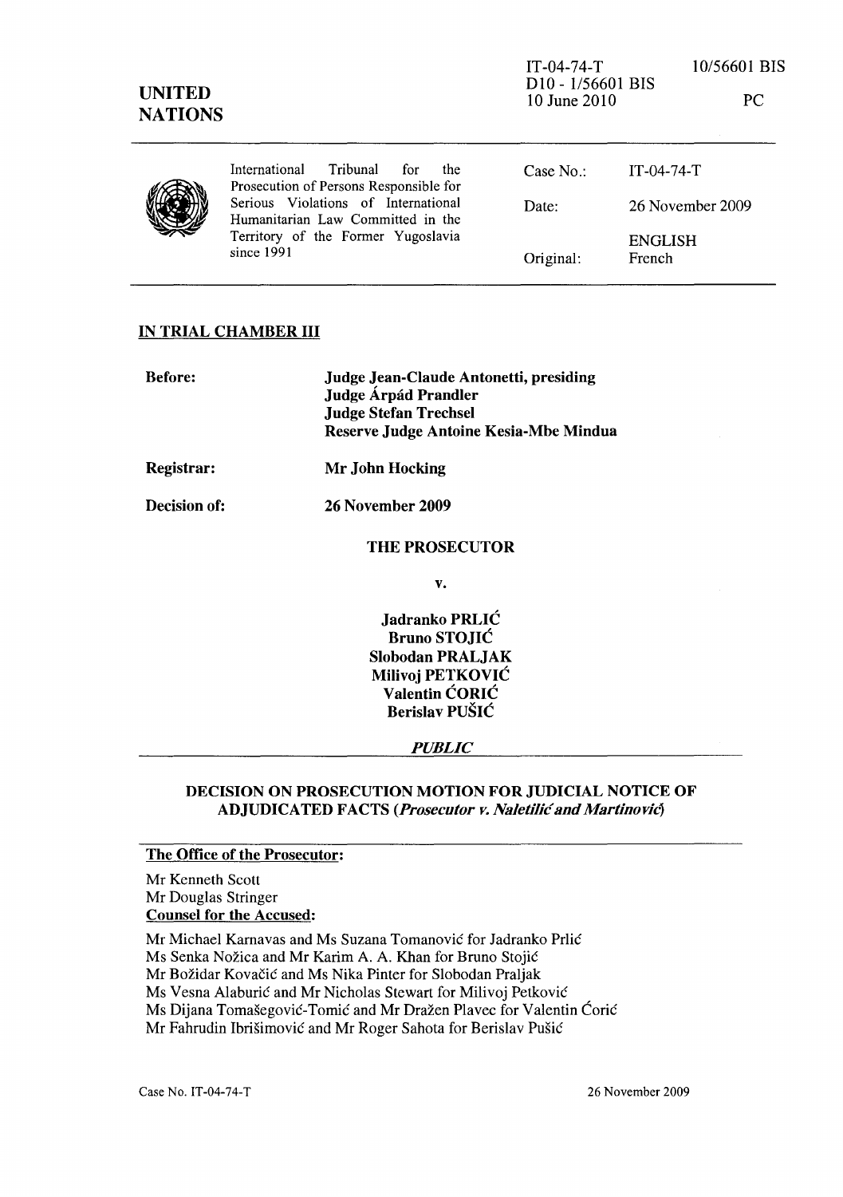IT-04-74-T 10/56601 BIS
D10 - 1/56601 BIS
10 June 2010 PC

**UNITED NATIONS**

International Tribunal for the Prosecution of Persons Responsible for Serious Violations of International Humanitarian Law Committed in the Territory of the Former Yugoslavia since 1991

| | |
|---|---|
| Case No.: | IT-04-74-T |
| Date: | 26 November 2009 |
| | ENGLISH |
| Original: | French |

## IN TRIAL CHAMBER III

**Before:** **Judge Jean-Claude Antonetti, presiding**
**Judge Árpád Prandler**
**Judge Stefan Trechsel**
**Reserve Judge Antoine Kesia-Mbe Mindua**

**Registrar:** **Mr John Hocking**

**Decision of:** **26 November 2009**

**THE PROSECUTOR**

**v.**

**Jadranko PRLIĆ**
**Bruno STOJIĆ**
**Slobodan PRALJAK**
**Milivoj PETKOVIĆ**
**Valentin ĆORIĆ**
**Berislav PUŠIĆ**

***PUBLIC***

## DECISION ON PROSECUTION MOTION FOR JUDICIAL NOTICE OF ADJUDICATED FACTS (*Prosecutor v. Naletilić and Martinović*)

**The Office of the Prosecutor:**

Mr Kenneth Scott
Mr Douglas Stringer

**Counsel for the Accused:**

Mr Michael Karnavas and Ms Suzana Tomanović for Jadranko Prlić
Ms Senka Nožica and Mr Karim A. A. Khan for Bruno Stojić
Mr Božidar Kovačić and Ms Nika Pinter for Slobodan Praljak
Ms Vesna Alaburić and Mr Nicholas Stewart for Milivoj Petković
Ms Dijana Tomašegović-Tomić and Mr Dražen Plavec for Valentin Ćorić
Mr Fahrudin Ibrišimović and Mr Roger Sahota for Berislav Pušić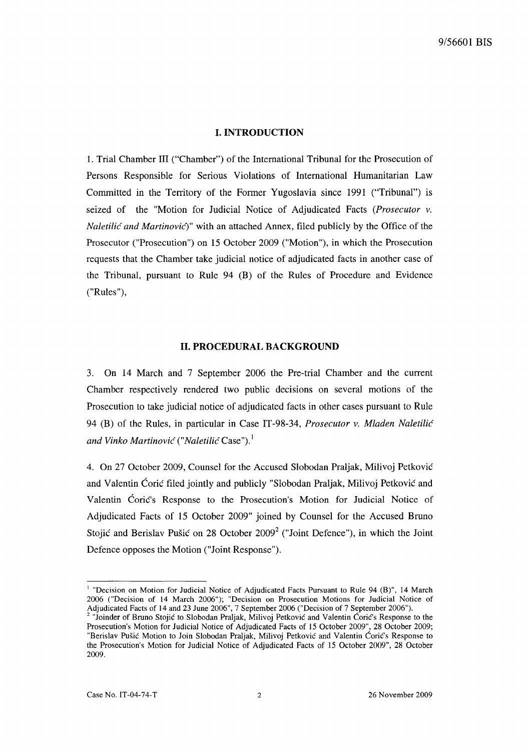## I. INTRODUCTION

1. Trial Chamber III ("Chamber") of the International Tribunal for the Prosecution of Persons Responsible for Serious Violations of International Humanitarian Law Committed in the Territory of the Former Yugoslavia since 1991 ("Tribunal") is seized of the "Motion for Judicial Notice of Adjudicated Facts (*Prosecutor v. Naletilić and Martinović*)" with an attached Annex, filed publicly by the Office of the Prosecutor ("Prosecution") on 15 October 2009 ("Motion"), in which the Prosecution requests that the Chamber take judicial notice of adjudicated facts in another case of the Tribunal, pursuant to Rule 94 (B) of the Rules of Procedure and Evidence ("Rules"),

## II. PROCEDURAL BACKGROUND

3. On 14 March and 7 September 2006 the Pre-trial Chamber and the current Chamber respectively rendered two public decisions on several motions of the Prosecution to take judicial notice of adjudicated facts in other cases pursuant to Rule 94 (B) of the Rules, in particular in Case IT-98-34, *Prosecutor v. Mladen Naletilić and Vinko Martinović* ("*Naletilić* Case").[1]

4. On 27 October 2009, Counsel for the Accused Slobodan Praljak, Milivoj Petković and Valentin Ćorić filed jointly and publicly "Slobodan Praljak, Milivoj Petković and Valentin Ćorić's Response to the Prosecution's Motion for Judicial Notice of Adjudicated Facts of 15 October 2009" joined by Counsel for the Accused Bruno Stojić and Berislav Pušić on 28 October 2009[2] ("Joint Defence"), in which the Joint Defence opposes the Motion ("Joint Response").

---

[1] "Decision on Motion for Judicial Notice of Adjudicated Facts Pursuant to Rule 94 (B)", 14 March 2006 ("Decision of 14 March 2006"); "Decision on Prosecution Motions for Judicial Notice of Adjudicated Facts of 14 and 23 June 2006", 7 September 2006 ("Decision of 7 September 2006").

[2] "Joinder of Bruno Stojić to Slobodan Praljak, Milivoj Petković and Valentin Ćorić's Response to the Prosecution's Motion for Judicial Notice of Adjudicated Facts of 15 October 2009", 28 October 2009; "Berislav Pušić Motion to Join Slobodan Praljak, Milivoj Petković and Valentin Ćorić's Response to the Prosecution's Motion for Judicial Notice of Adjudicated Facts of 15 October 2009", 28 October 2009.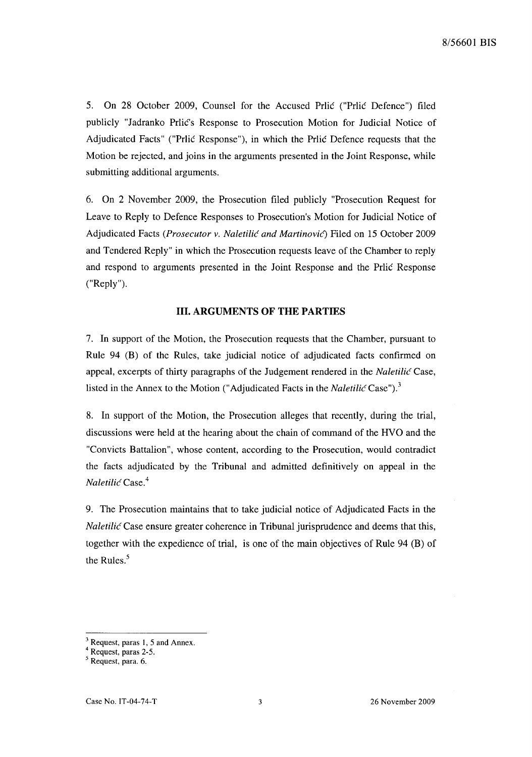5. On 28 October 2009, Counsel for the Accused Prlić ("Prlić Defence") filed publicly "Jadranko Prlić's Response to Prosecution Motion for Judicial Notice of Adjudicated Facts" ("Prlić Response"), in which the Prlić Defence requests that the Motion be rejected, and joins in the arguments presented in the Joint Response, while submitting additional arguments.

6. On 2 November 2009, the Prosecution filed publicly "Prosecution Request for Leave to Reply to Defence Responses to Prosecution's Motion for Judicial Notice of Adjudicated Facts (*Prosecutor v. Naletilić and Martinović*) Filed on 15 October 2009 and Tendered Reply" in which the Prosecution requests leave of the Chamber to reply and respond to arguments presented in the Joint Response and the Prlić Response ("Reply").

## III. ARGUMENTS OF THE PARTIES

7. In support of the Motion, the Prosecution requests that the Chamber, pursuant to Rule 94 (B) of the Rules, take judicial notice of adjudicated facts confirmed on appeal, excerpts of thirty paragraphs of the Judgement rendered in the *Naletilić* Case, listed in the Annex to the Motion ("Adjudicated Facts in the *Naletilić* Case").[3]

8. In support of the Motion, the Prosecution alleges that recently, during the trial, discussions were held at the hearing about the chain of command of the HVO and the "Convicts Battalion", whose content, according to the Prosecution, would contradict the facts adjudicated by the Tribunal and admitted definitively on appeal in the *Naletilić* Case.[4]

9. The Prosecution maintains that to take judicial notice of Adjudicated Facts in the *Naletilić* Case ensure greater coherence in Tribunal jurisprudence and deems that this, together with the expedience of trial, is one of the main objectives of Rule 94 (B) of the Rules.[5]

---

[3] Request, paras 1, 5 and Annex.

[4] Request, paras 2-5.

[5] Request, para. 6.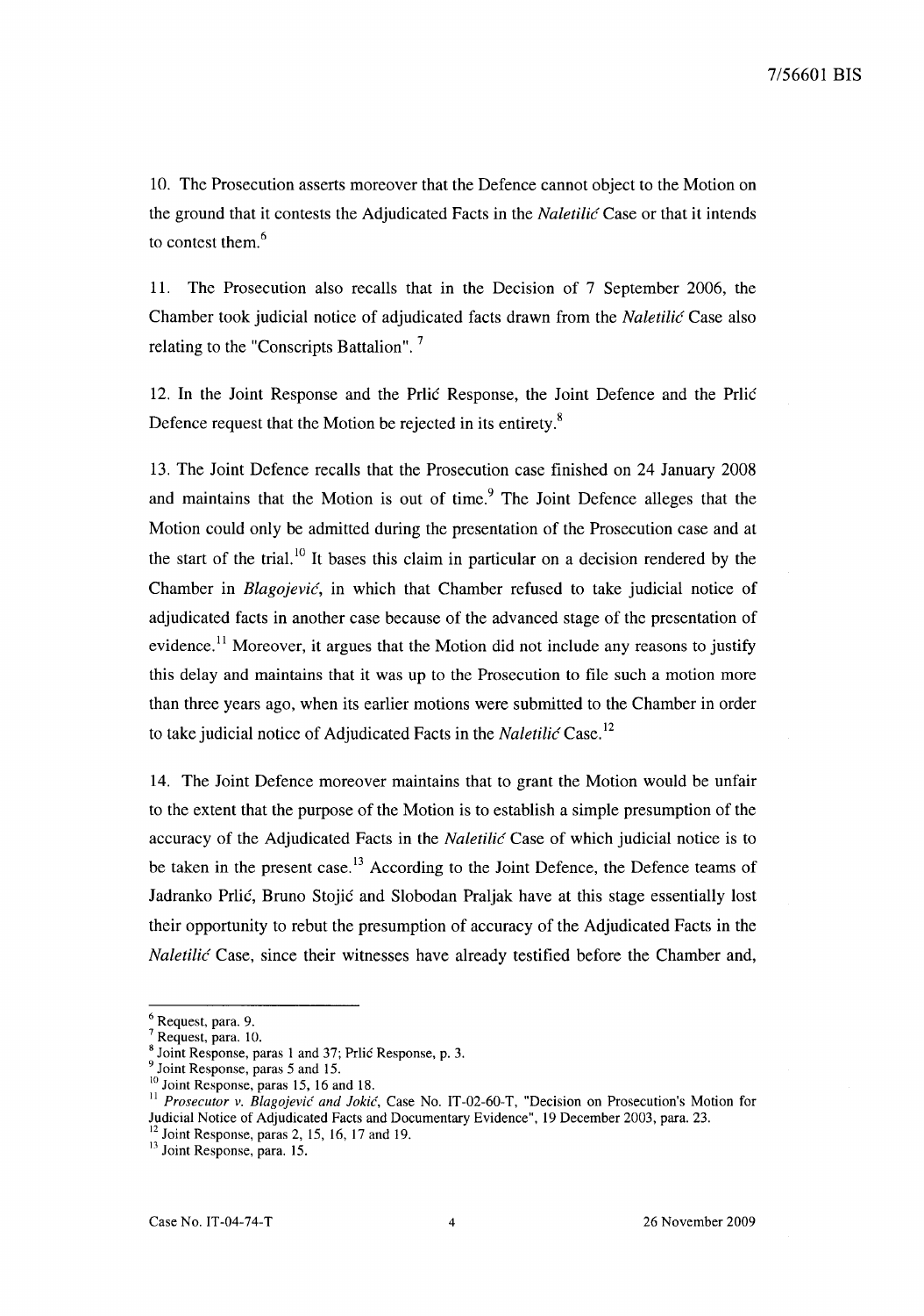10. The Prosecution asserts moreover that the Defence cannot object to the Motion on the ground that it contests the Adjudicated Facts in the *Naletilić* Case or that it intends to contest them.[6]

11. The Prosecution also recalls that in the Decision of 7 September 2006, the Chamber took judicial notice of adjudicated facts drawn from the *Naletilić* Case also relating to the "Conscripts Battalion".[7]

12. In the Joint Response and the Prlić Response, the Joint Defence and the Prlić Defence request that the Motion be rejected in its entirety.[8]

13. The Joint Defence recalls that the Prosecution case finished on 24 January 2008 and maintains that the Motion is out of time.[9] The Joint Defence alleges that the Motion could only be admitted during the presentation of the Prosecution case and at the start of the trial.[10] It bases this claim in particular on a decision rendered by the Chamber in *Blagojević*, in which that Chamber refused to take judicial notice of adjudicated facts in another case because of the advanced stage of the presentation of evidence.[11] Moreover, it argues that the Motion did not include any reasons to justify this delay and maintains that it was up to the Prosecution to file such a motion more than three years ago, when its earlier motions were submitted to the Chamber in order to take judicial notice of Adjudicated Facts in the *Naletilić* Case.[12]

14. The Joint Defence moreover maintains that to grant the Motion would be unfair to the extent that the purpose of the Motion is to establish a simple presumption of the accuracy of the Adjudicated Facts in the *Naletilić* Case of which judicial notice is to be taken in the present case.[13] According to the Joint Defence, the Defence teams of Jadranko Prlić, Bruno Stojić and Slobodan Praljak have at this stage essentially lost their opportunity to rebut the presumption of accuracy of the Adjudicated Facts in the *Naletilić* Case, since their witnesses have already testified before the Chamber and,

---

[6] Request, para. 9.

[7] Request, para. 10.

[8] Joint Response, paras 1 and 37; Prlić Response, p. 3.

[9] Joint Response, paras 5 and 15.

[10] Joint Response, paras 15, 16 and 18.

[11] *Prosecutor v. Blagojević and Jokić*, Case No. IT-02-60-T, "Decision on Prosecution's Motion for Judicial Notice of Adjudicated Facts and Documentary Evidence", 19 December 2003, para. 23.

[12] Joint Response, paras 2, 15, 16, 17 and 19.

[13] Joint Response, para. 15.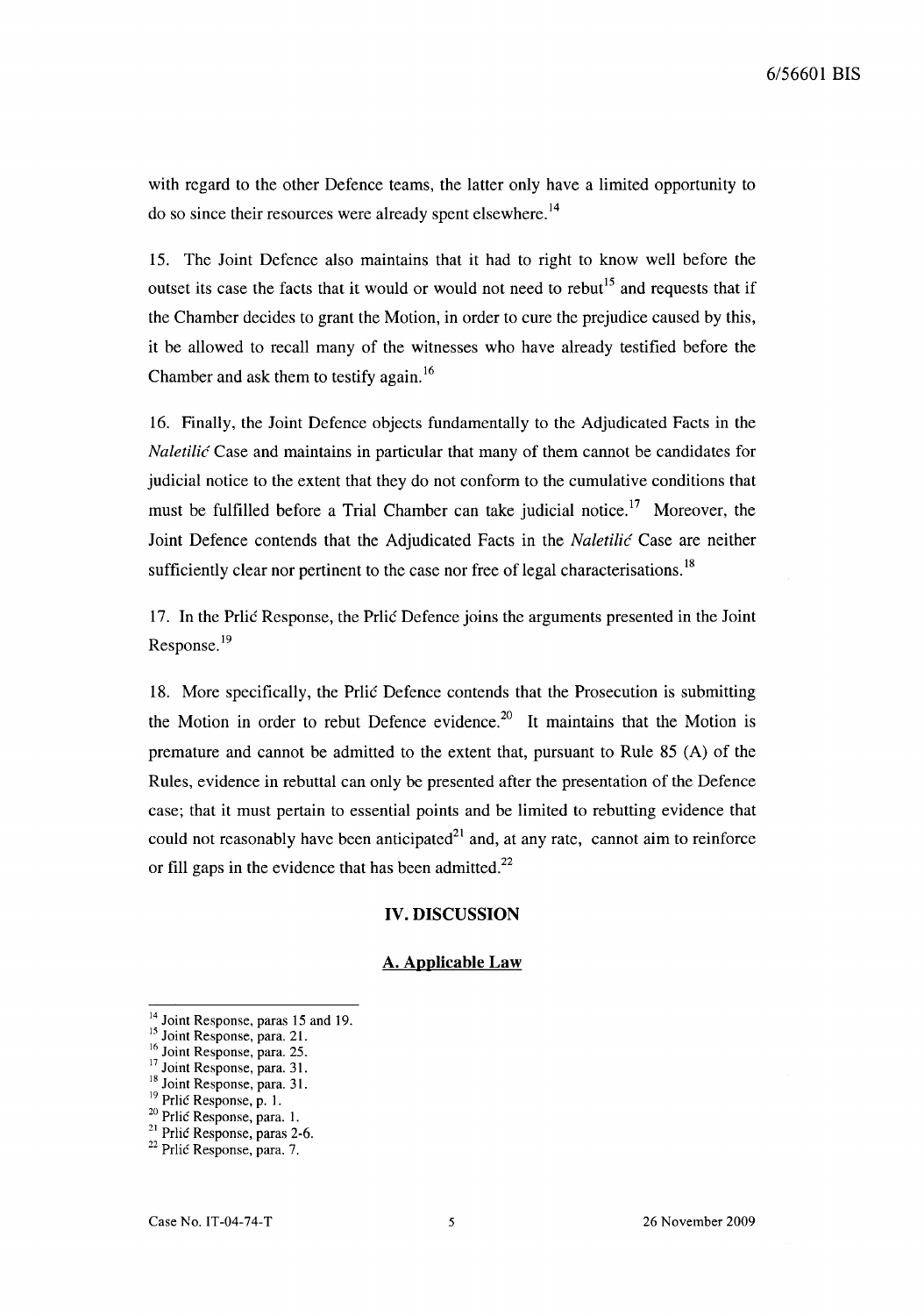with regard to the other Defence teams, the latter only have a limited opportunity to do so since their resources were already spent elsewhere.[14]

15. The Joint Defence also maintains that it had to right to know well before the outset its case the facts that it would or would not need to rebut[15] and requests that if the Chamber decides to grant the Motion, in order to cure the prejudice caused by this, it be allowed to recall many of the witnesses who have already testified before the Chamber and ask them to testify again.[16]

16. Finally, the Joint Defence objects fundamentally to the Adjudicated Facts in the *Naletilić* Case and maintains in particular that many of them cannot be candidates for judicial notice to the extent that they do not conform to the cumulative conditions that must be fulfilled before a Trial Chamber can take judicial notice.[17] Moreover, the Joint Defence contends that the Adjudicated Facts in the *Naletilić* Case are neither sufficiently clear nor pertinent to the case nor free of legal characterisations.[18]

17. In the Prlić Response, the Prlić Defence joins the arguments presented in the Joint Response.[19]

18. More specifically, the Prlić Defence contends that the Prosecution is submitting the Motion in order to rebut Defence evidence.[20] It maintains that the Motion is premature and cannot be admitted to the extent that, pursuant to Rule 85 (A) of the Rules, evidence in rebuttal can only be presented after the presentation of the Defence case; that it must pertain to essential points and be limited to rebutting evidence that could not reasonably have been anticipated[21] and, at any rate, cannot aim to reinforce or fill gaps in the evidence that has been admitted.[22]

## IV. DISCUSSION

### A. Applicable Law

[14] Joint Response, paras 15 and 19.
[15] Joint Response, para. 21.
[16] Joint Response, para. 25.
[17] Joint Response, para. 31.
[18] Joint Response, para. 31.
[19] Prlić Response, p. 1.
[20] Prlić Response, para. 1.
[21] Prlić Response, paras 2-6.
[22] Prlić Response, para. 7.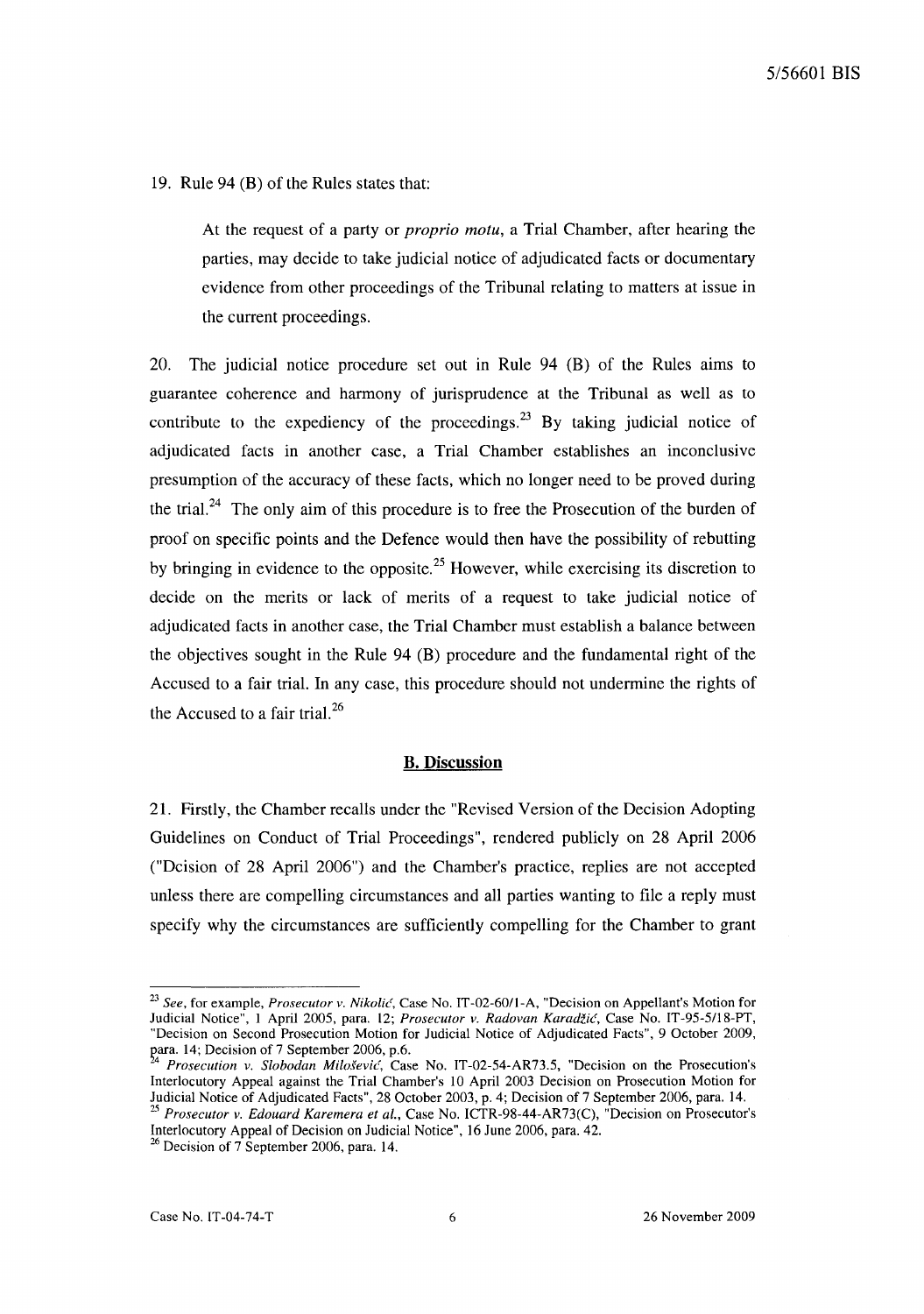19. Rule 94 (B) of the Rules states that:

> At the request of a party or *proprio motu*, a Trial Chamber, after hearing the parties, may decide to take judicial notice of adjudicated facts or documentary evidence from other proceedings of the Tribunal relating to matters at issue in the current proceedings.

20. The judicial notice procedure set out in Rule 94 (B) of the Rules aims to guarantee coherence and harmony of jurisprudence at the Tribunal as well as to contribute to the expediency of the proceedings.[23] By taking judicial notice of adjudicated facts in another case, a Trial Chamber establishes an inconclusive presumption of the accuracy of these facts, which no longer need to be proved during the trial.[24] The only aim of this procedure is to free the Prosecution of the burden of proof on specific points and the Defence would then have the possibility of rebutting by bringing in evidence to the opposite.[25] However, while exercising its discretion to decide on the merits or lack of merits of a request to take judicial notice of adjudicated facts in another case, the Trial Chamber must establish a balance between the objectives sought in the Rule 94 (B) procedure and the fundamental right of the Accused to a fair trial. In any case, this procedure should not undermine the rights of the Accused to a fair trial.[26]

## B. Discussion

21. Firstly, the Chamber recalls under the "Revised Version of the Decision Adopting Guidelines on Conduct of Trial Proceedings", rendered publicly on 28 April 2006 ("Dcision of 28 April 2006") and the Chamber's practice, replies are not accepted unless there are compelling circumstances and all parties wanting to file a reply must specify why the circumstances are sufficiently compelling for the Chamber to grant

---

[23] *See*, for example, *Prosecutor v. Nikolić*, Case No. IT-02-60/1-A, "Decision on Appellant's Motion for Judicial Notice", 1 April 2005, para. 12; *Prosecutor v. Radovan Karadžić*, Case No. IT-95-5/18-PT, "Decision on Second Prosecution Motion for Judicial Notice of Adjudicated Facts", 9 October 2009, para. 14; Decision of 7 September 2006, p.6.

[24] *Prosecution v. Slobodan Milošević*, Case No. IT-02-54-AR73.5, "Decision on the Prosecution's Interlocutory Appeal against the Trial Chamber's 10 April 2003 Decision on Prosecution Motion for Judicial Notice of Adjudicated Facts", 28 October 2003, p. 4; Decision of 7 September 2006, para. 14.

[25] *Prosecutor v. Edouard Karemera et al.*, Case No. ICTR-98-44-AR73(C), "Decision on Prosecutor's Interlocutory Appeal of Decision on Judicial Notice", 16 June 2006, para. 42.

[26] Decision of 7 September 2006, para. 14.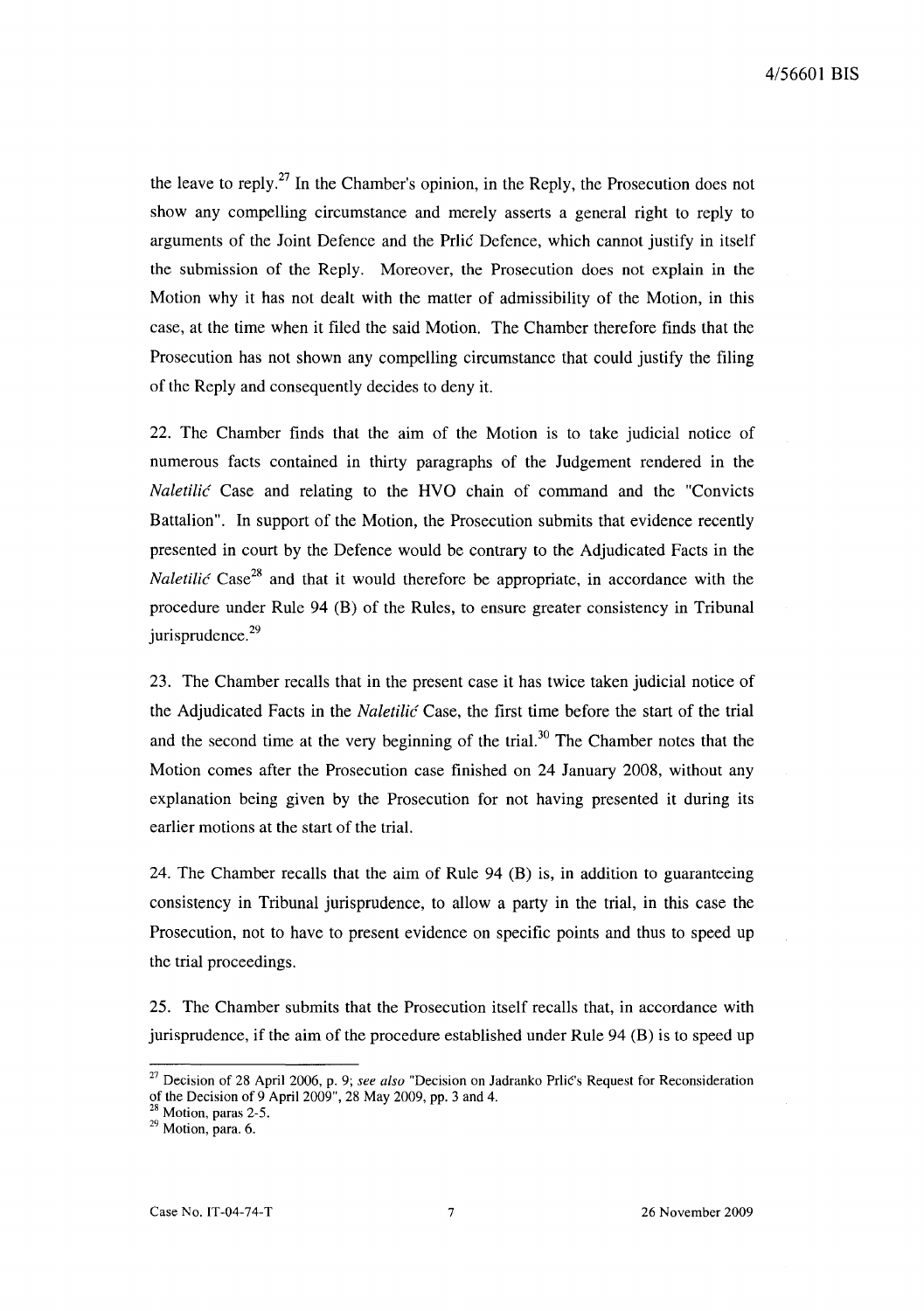the leave to reply.[27] In the Chamber's opinion, in the Reply, the Prosecution does not show any compelling circumstance and merely asserts a general right to reply to arguments of the Joint Defence and the Prlić Defence, which cannot justify in itself the submission of the Reply. Moreover, the Prosecution does not explain in the Motion why it has not dealt with the matter of admissibility of the Motion, in this case, at the time when it filed the said Motion. The Chamber therefore finds that the Prosecution has not shown any compelling circumstance that could justify the filing of the Reply and consequently decides to deny it.

22. The Chamber finds that the aim of the Motion is to take judicial notice of numerous facts contained in thirty paragraphs of the Judgement rendered in the *Naletilić* Case and relating to the HVO chain of command and the "Convicts Battalion". In support of the Motion, the Prosecution submits that evidence recently presented in court by the Defence would be contrary to the Adjudicated Facts in the *Naletilić* Case[28] and that it would therefore be appropriate, in accordance with the procedure under Rule 94 (B) of the Rules, to ensure greater consistency in Tribunal jurisprudence.[29]

23. The Chamber recalls that in the present case it has twice taken judicial notice of the Adjudicated Facts in the *Naletilić* Case, the first time before the start of the trial and the second time at the very beginning of the trial.[30] The Chamber notes that the Motion comes after the Prosecution case finished on 24 January 2008, without any explanation being given by the Prosecution for not having presented it during its earlier motions at the start of the trial.

24. The Chamber recalls that the aim of Rule 94 (B) is, in addition to guaranteeing consistency in Tribunal jurisprudence, to allow a party in the trial, in this case the Prosecution, not to have to present evidence on specific points and thus to speed up the trial proceedings.

25. The Chamber submits that the Prosecution itself recalls that, in accordance with jurisprudence, if the aim of the procedure established under Rule 94 (B) is to speed up

---

[27] Decision of 28 April 2006, p. 9; *see also* "Decision on Jadranko Prlić's Request for Reconsideration of the Decision of 9 April 2009", 28 May 2009, pp. 3 and 4.

[28] Motion, paras 2-5.

[29] Motion, para. 6.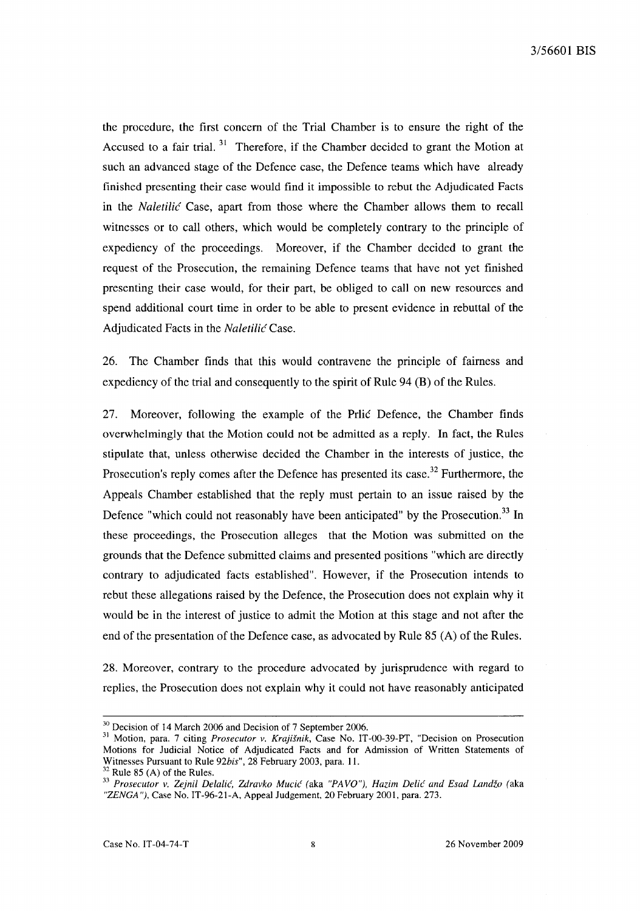the procedure, the first concern of the Trial Chamber is to ensure the right of the Accused to a fair trial.[31] Therefore, if the Chamber decided to grant the Motion at such an advanced stage of the Defence case, the Defence teams which have already finished presenting their case would find it impossible to rebut the Adjudicated Facts in the *Naletilić* Case, apart from those where the Chamber allows them to recall witnesses or to call others, which would be completely contrary to the principle of expediency of the proceedings. Moreover, if the Chamber decided to grant the request of the Prosecution, the remaining Defence teams that have not yet finished presenting their case would, for their part, be obliged to call on new resources and spend additional court time in order to be able to present evidence in rebuttal of the Adjudicated Facts in the *Naletilić* Case.

26. The Chamber finds that this would contravene the principle of fairness and expediency of the trial and consequently to the spirit of Rule 94 (B) of the Rules.

27. Moreover, following the example of the Prlić Defence, the Chamber finds overwhelmingly that the Motion could not be admitted as a reply. In fact, the Rules stipulate that, unless otherwise decided the Chamber in the interests of justice, the Prosecution's reply comes after the Defence has presented its case.[32] Furthermore, the Appeals Chamber established that the reply must pertain to an issue raised by the Defence "which could not reasonably have been anticipated" by the Prosecution.[33] In these proceedings, the Prosecution alleges that the Motion was submitted on the grounds that the Defence submitted claims and presented positions "which are directly contrary to adjudicated facts established". However, if the Prosecution intends to rebut these allegations raised by the Defence, the Prosecution does not explain why it would be in the interest of justice to admit the Motion at this stage and not after the end of the presentation of the Defence case, as advocated by Rule 85 (A) of the Rules.

28. Moreover, contrary to the procedure advocated by jurisprudence with regard to replies, the Prosecution does not explain why it could not have reasonably anticipated

---

[30] Decision of 14 March 2006 and Decision of 7 September 2006.

[31] Motion, para. 7 citing *Prosecutor v. Krajišnik*, Case No. IT-00-39-PT, "Decision on Prosecution Motions for Judicial Notice of Adjudicated Facts and for Admission of Written Statements of Witnesses Pursuant to Rule 92*bis*", 28 February 2003, para. 11.

[32] Rule 85 (A) of the Rules.

[33] *Prosecutor v. Zejnil Delalić, Zdravko Mucić (aka "PAVO"), Hazim Delić and Esad Landžo (aka "ZENGA")*, Case No. IT-96-21-A, Appeal Judgement, 20 February 2001, para. 273.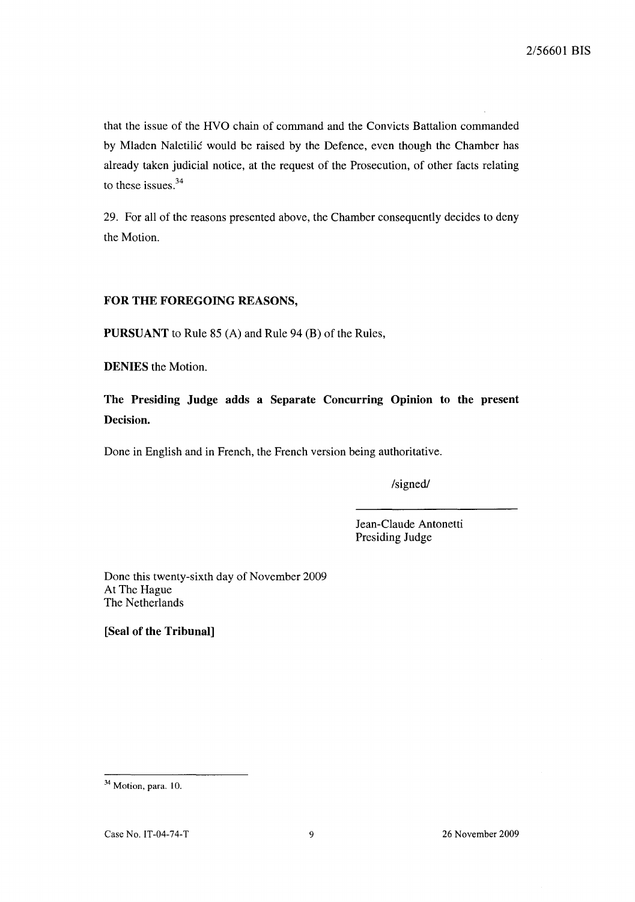that the issue of the HVO chain of command and the Convicts Battalion commanded by Mladen Naletilić would be raised by the Defence, even though the Chamber has already taken judicial notice, at the request of the Prosecution, of other facts relating to these issues.[34]

29. For all of the reasons presented above, the Chamber consequently decides to deny the Motion.

**FOR THE FOREGOING REASONS,**

**PURSUANT** to Rule 85 (A) and Rule 94 (B) of the Rules,

**DENIES** the Motion.

**The Presiding Judge adds a Separate Concurring Opinion to the present Decision.**

Done in English and in French, the French version being authoritative.

/signed/

Jean-Claude Antonetti
Presiding Judge

Done this twenty-sixth day of November 2009
At The Hague
The Netherlands

**[Seal of the Tribunal]**

---

[34] Motion, para. 10.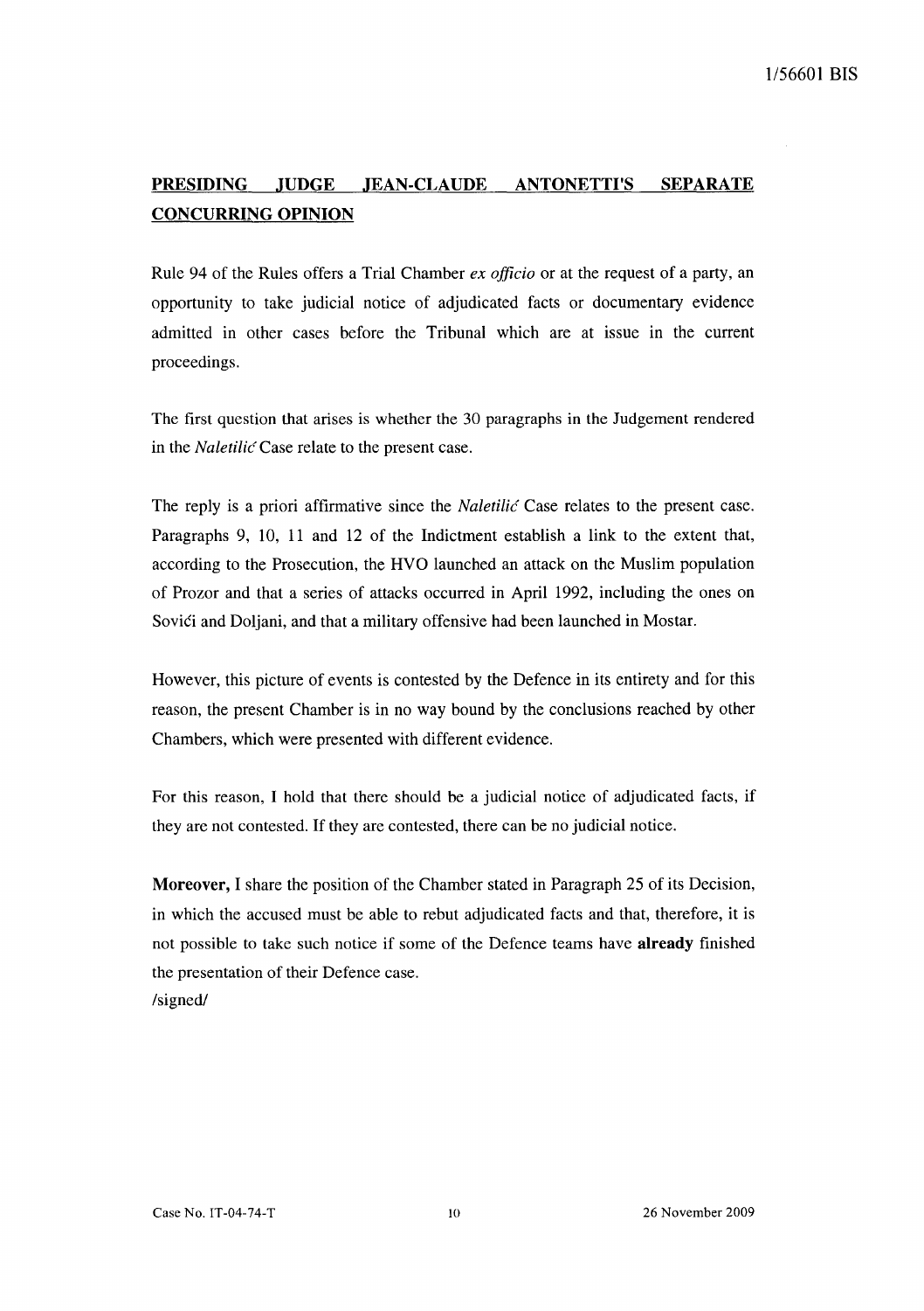## PRESIDING JUDGE JEAN-CLAUDE ANTONETTI'S SEPARATE CONCURRING OPINION

Rule 94 of the Rules offers a Trial Chamber *ex officio* or at the request of a party, an opportunity to take judicial notice of adjudicated facts or documentary evidence admitted in other cases before the Tribunal which are at issue in the current proceedings.

The first question that arises is whether the 30 paragraphs in the Judgement rendered in the *Naletilić* Case relate to the present case.

The reply is a priori affirmative since the *Naletilić* Case relates to the present case. Paragraphs 9, 10, 11 and 12 of the Indictment establish a link to the extent that, according to the Prosecution, the HVO launched an attack on the Muslim population of Prozor and that a series of attacks occurred in April 1992, including the ones on Sovići and Doljani, and that a military offensive had been launched in Mostar.

However, this picture of events is contested by the Defence in its entirety and for this reason, the present Chamber is in no way bound by the conclusions reached by other Chambers, which were presented with different evidence.

For this reason, I hold that there should be a judicial notice of adjudicated facts, if they are not contested. If they are contested, there can be no judicial notice.

**Moreover,** I share the position of the Chamber stated in Paragraph 25 of its Decision, in which the accused must be able to rebut adjudicated facts and that, therefore, it is not possible to take such notice if some of the Defence teams have **already** finished the presentation of their Defence case.

/signed/